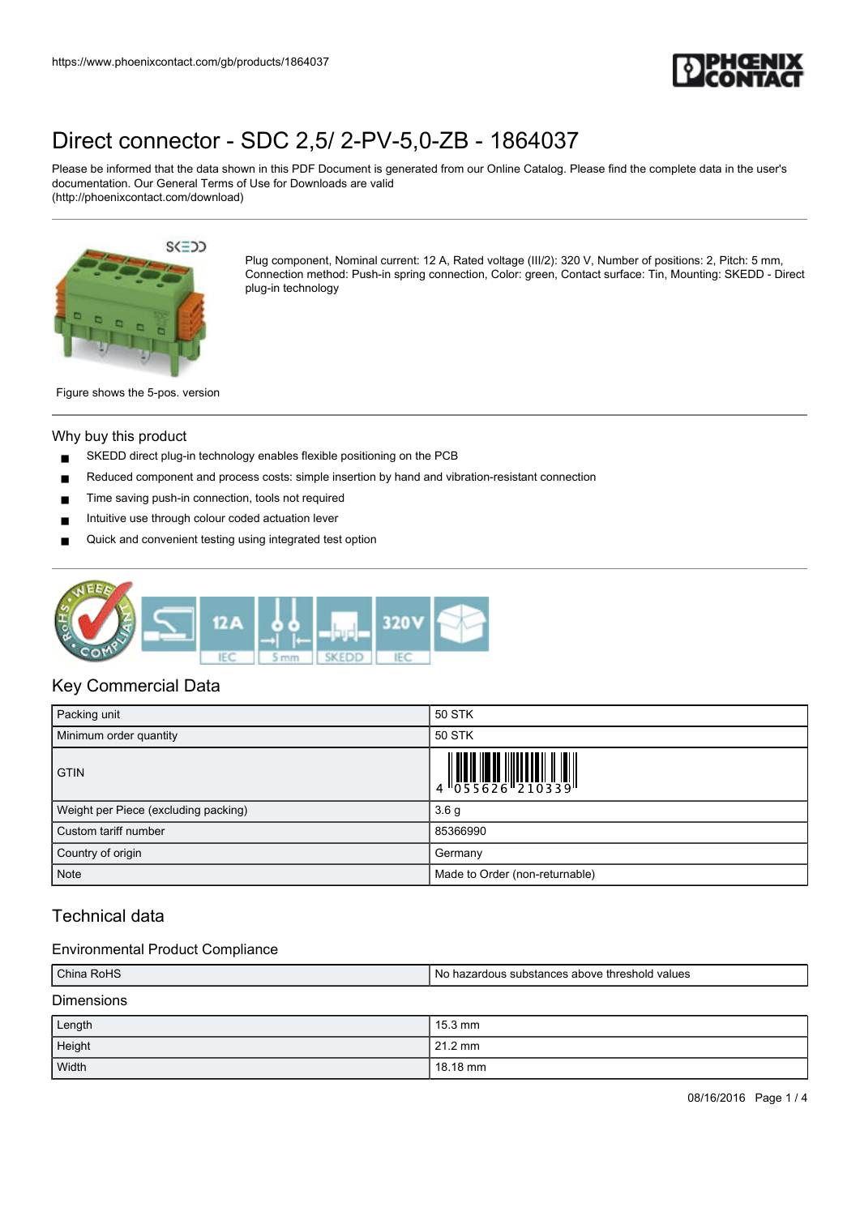# Direct connector - SDC 2,5/ 2-PV-5,0-ZB - 1864037

Please be informed that the data shown in this PDF Document is generated from our Online Catalog. Please find the complete data in the user's documentation. Our General Terms of Use for Downloads are valid (http://phoenixcontact.com/download)

Plug component, Nominal current: 12 A, Rated voltage (III/2): 320 V, Number of positions: 2, Pitch: 5 mm, Connection method: Push-in spring connection, Color: green, Contact surface: Tin, Mounting: SKEDD - Direct plug-in technology

Figure shows the 5-pos. version

## Why buy this product

- SKEDD direct plug-in technology enables flexible positioning on the PCB
- Reduced component and process costs: simple insertion by hand and vibration-resistant connection
- Time saving push-in connection, tools not required
- Intuitive use through colour coded actuation lever
- Quick and convenient testing using integrated test option

## Key Commercial Data

| | |
|---|---|
| Packing unit | 50 STK |
| Minimum order quantity | 50 STK |
| GTIN | 4 055626 210339 |
| Weight per Piece (excluding packing) | 3.6 g |
| Custom tariff number | 85366990 |
| Country of origin | Germany |
| Note | Made to Order (non-returnable) |

## Technical data

### Environmental Product Compliance

| | |
|---|---|
| China RoHS | No hazardous substances above threshold values |

### Dimensions

| | |
|---|---|
| Length | 15.3 mm |
| Height | 21.2 mm |
| Width | 18.18 mm |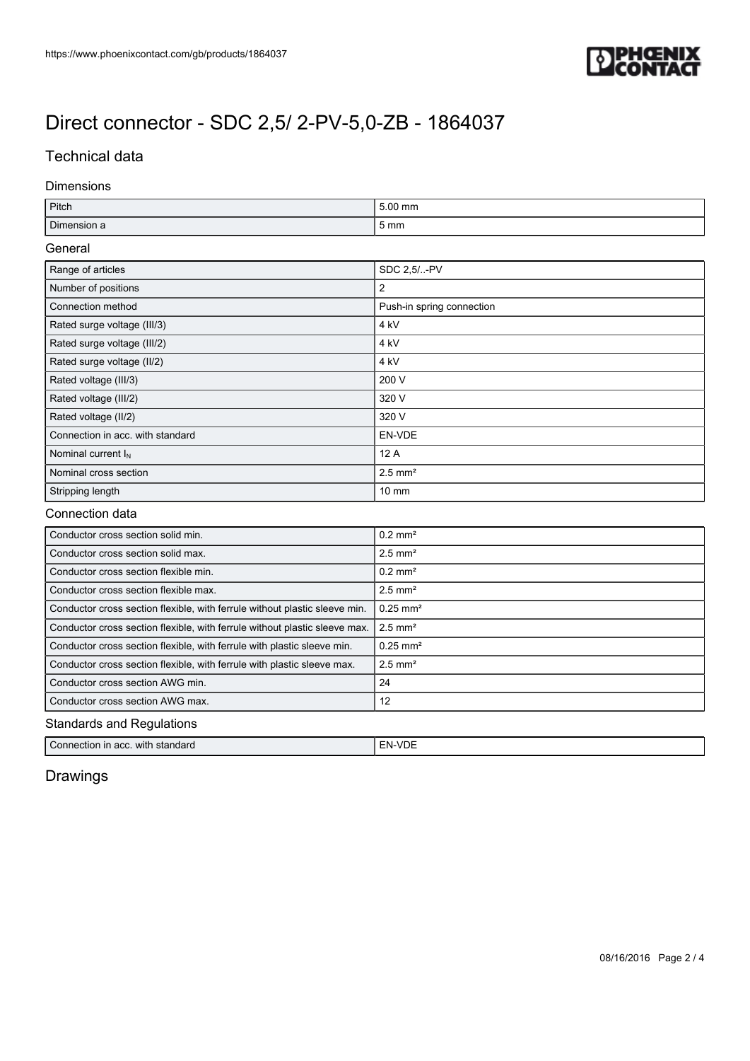# Direct connector - SDC 2,5/ 2-PV-5,0-ZB - 1864037

## Technical data

### Dimensions

| | |
|---|---|
| Pitch | 5.00 mm |
| Dimension a | 5 mm |

### General

| | |
|---|---|
| Range of articles | SDC 2,5/..-PV |
| Number of positions | 2 |
| Connection method | Push-in spring connection |
| Rated surge voltage (III/3) | 4 kV |
| Rated surge voltage (III/2) | 4 kV |
| Rated surge voltage (II/2) | 4 kV |
| Rated voltage (III/3) | 200 V |
| Rated voltage (III/2) | 320 V |
| Rated voltage (II/2) | 320 V |
| Connection in acc. with standard | EN-VDE |
| Nominal current $I_N$ | 12 A |
| Nominal cross section | 2.5 mm² |
| Stripping length | 10 mm |

### Connection data

| | |
|---|---|
| Conductor cross section solid min. | 0.2 mm² |
| Conductor cross section solid max. | 2.5 mm² |
| Conductor cross section flexible min. | 0.2 mm² |
| Conductor cross section flexible max. | 2.5 mm² |
| Conductor cross section flexible, with ferrule without plastic sleeve min. | 0.25 mm² |
| Conductor cross section flexible, with ferrule without plastic sleeve max. | 2.5 mm² |
| Conductor cross section flexible, with ferrule with plastic sleeve min. | 0.25 mm² |
| Conductor cross section flexible, with ferrule with plastic sleeve max. | 2.5 mm² |
| Conductor cross section AWG min. | 24 |
| Conductor cross section AWG max. | 12 |

### Standards and Regulations

| | |
|---|---|
| Connection in acc. with standard | EN-VDE |

## Drawings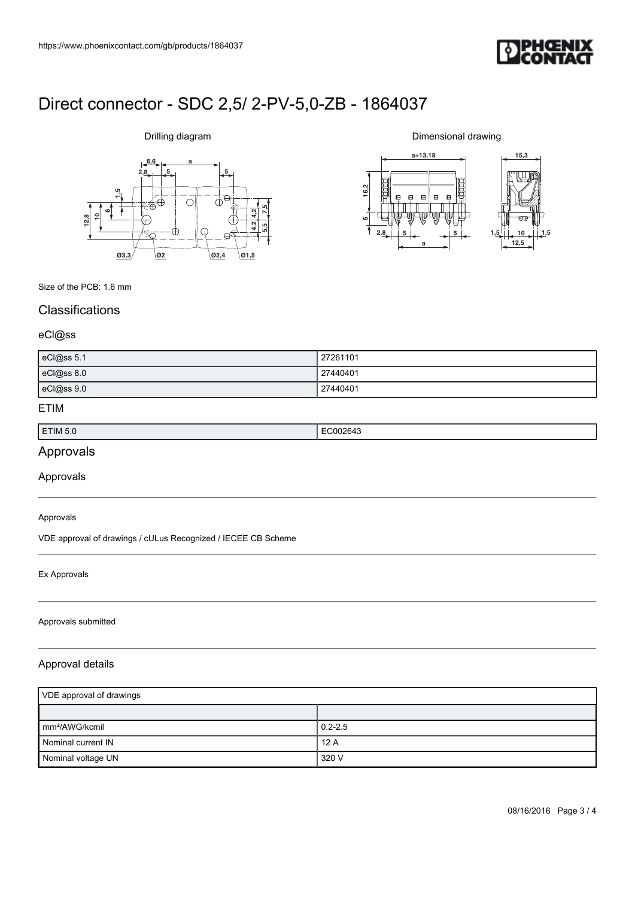# Direct connector - SDC 2,5/ 2-PV-5,0-ZB - 1864037

Drilling diagram

Dimensional drawing

Size of the PCB: 1.6 mm

## Classifications

### eCl@ss

| | |
|---|---|
| eCl@ss 5.1 | 27261101 |
| eCl@ss 8.0 | 27440401 |
| eCl@ss 9.0 | 27440401 |

### ETIM

| | |
|---|---|
| ETIM 5.0 | EC002643 |

## Approvals

### Approvals

Approvals

VDE approval of drawings / cULus Recognized / IECEE CB Scheme

Ex Approvals

Approvals submitted

### Approval details

| VDE approval of drawings | |
|---|---|
| | |
| mm²/AWG/kcmil | 0.2-2.5 |
| Nominal current IN | 12 A |
| Nominal voltage UN | 320 V |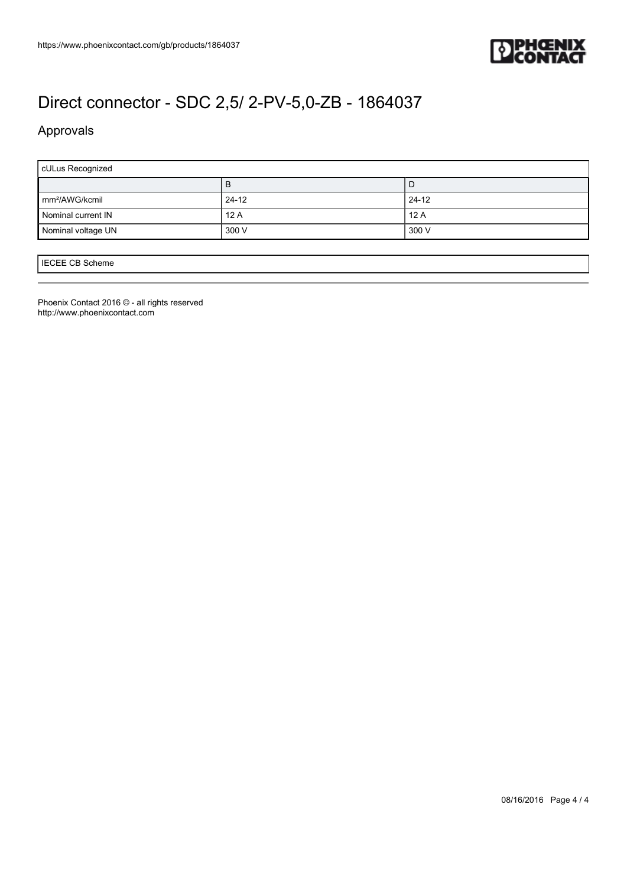# Direct connector - SDC 2,5/ 2-PV-5,0-ZB - 1864037

## Approvals

| cULus Recognized | | |
|---|---|---|
| | B | D |
| mm²/AWG/kcmil | 24-12 | 24-12 |
| Nominal current IN | 12 A | 12 A |
| Nominal voltage UN | 300 V | 300 V |

IECEE CB Scheme

Phoenix Contact 2016 © - all rights reserved
http://www.phoenixcontact.com